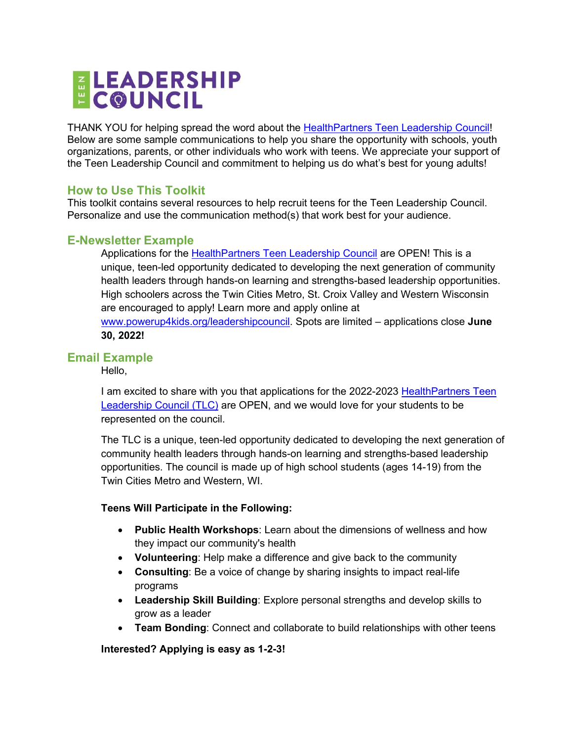# TEEN LEADERSHIP COUNCIL

THANK YOU for helping spread the word about the HealthPartners Teen Leadership Council! Below are some sample communications to help you share the opportunity with schools, youth organizations, parents, or other individuals who work with teens. We appreciate your support of the Teen Leadership Council and commitment to helping us do what's best for young adults!

## How to Use This Toolkit

This toolkit contains several resources to help recruit teens for the Teen Leadership Council. Personalize and use the communication method(s) that work best for your audience.

## E-Newsletter Example

Applications for the HealthPartners Teen Leadership Council are OPEN! This is a unique, teen-led opportunity dedicated to developing the next generation of community health leaders through hands-on learning and strengths-based leadership opportunities. High schoolers across the Twin Cities Metro, St. Croix Valley and Western Wisconsin are encouraged to apply! Learn more and apply online at www.powerup4kids.org/leadershipcouncil. Spots are limited – applications close **June 30, 2022!**

## Email Example

Hello,

I am excited to share with you that applications for the 2022-2023 HealthPartners Teen Leadership Council (TLC) are OPEN, and we would love for your students to be represented on the council.

The TLC is a unique, teen-led opportunity dedicated to developing the next generation of community health leaders through hands-on learning and strengths-based leadership opportunities. The council is made up of high school students (ages 14-19) from the Twin Cities Metro and Western, WI.

**Teens Will Participate in the Following:**

- **Public Health Workshops**: Learn about the dimensions of wellness and how they impact our community's health
- **Volunteering**: Help make a difference and give back to the community
- **Consulting**: Be a voice of change by sharing insights to impact real-life programs
- **Leadership Skill Building**: Explore personal strengths and develop skills to grow as a leader
- **Team Bonding**: Connect and collaborate to build relationships with other teens

**Interested? Applying is easy as 1-2-3!**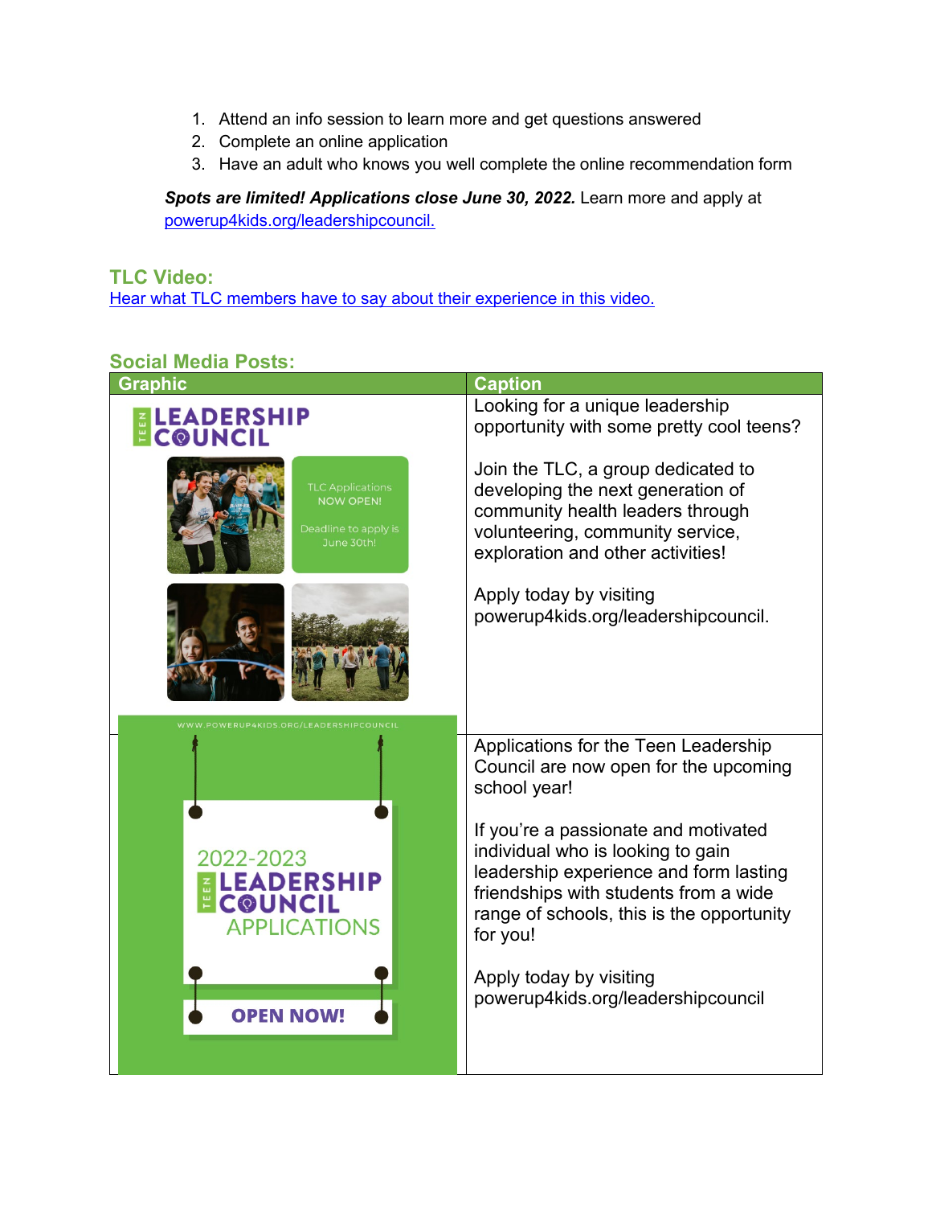1. Attend an info session to learn more and get questions answered
2. Complete an online application
3. Have an adult who knows you well complete the online recommendation form

***Spots are limited! Applications close June 30, 2022.*** Learn more and apply at powerup4kids.org/leadershipcouncil.

## TLC Video:

Hear what TLC members have to say about their experience in this video.

## Social Media Posts:

| Graphic | Caption |
|---|---|
| TEEN LEADERSHIP COUNCIL<br>TLC Applications NOW OPEN!<br>Deadline to apply is June 30th! | Looking for a unique leadership opportunity with some pretty cool teens?<br><br>Join the TLC, a group dedicated to developing the next generation of community health leaders through volunteering, community service, exploration and other activities!<br><br>Apply today by visiting powerup4kids.org/leadershipcouncil. |
| WWW.POWERUP4KIDS.ORG/LEADERSHIPCOUNCIL<br>2022-2023 TEEN LEADERSHIP COUNCIL APPLICATIONS<br>OPEN NOW! | Applications for the Teen Leadership Council are now open for the upcoming school year!<br><br>If you're a passionate and motivated individual who is looking to gain leadership experience and form lasting friendships with students from a wide range of schools, this is the opportunity for you!<br><br>Apply today by visiting powerup4kids.org/leadershipcouncil |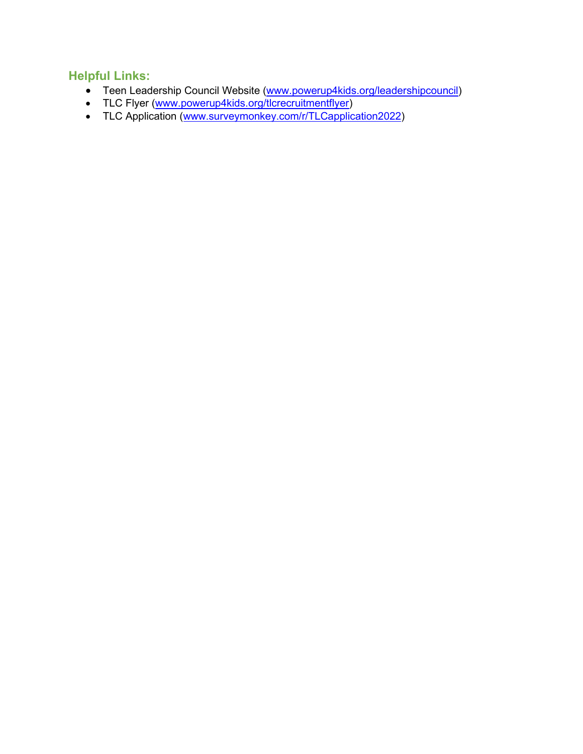### Helpful Links:

- Teen Leadership Council Website (www.powerup4kids.org/leadershipcouncil)
- TLC Flyer (www.powerup4kids.org/tlcrecruitmentflyer)
- TLC Application (www.surveymonkey.com/r/TLCapplication2022)